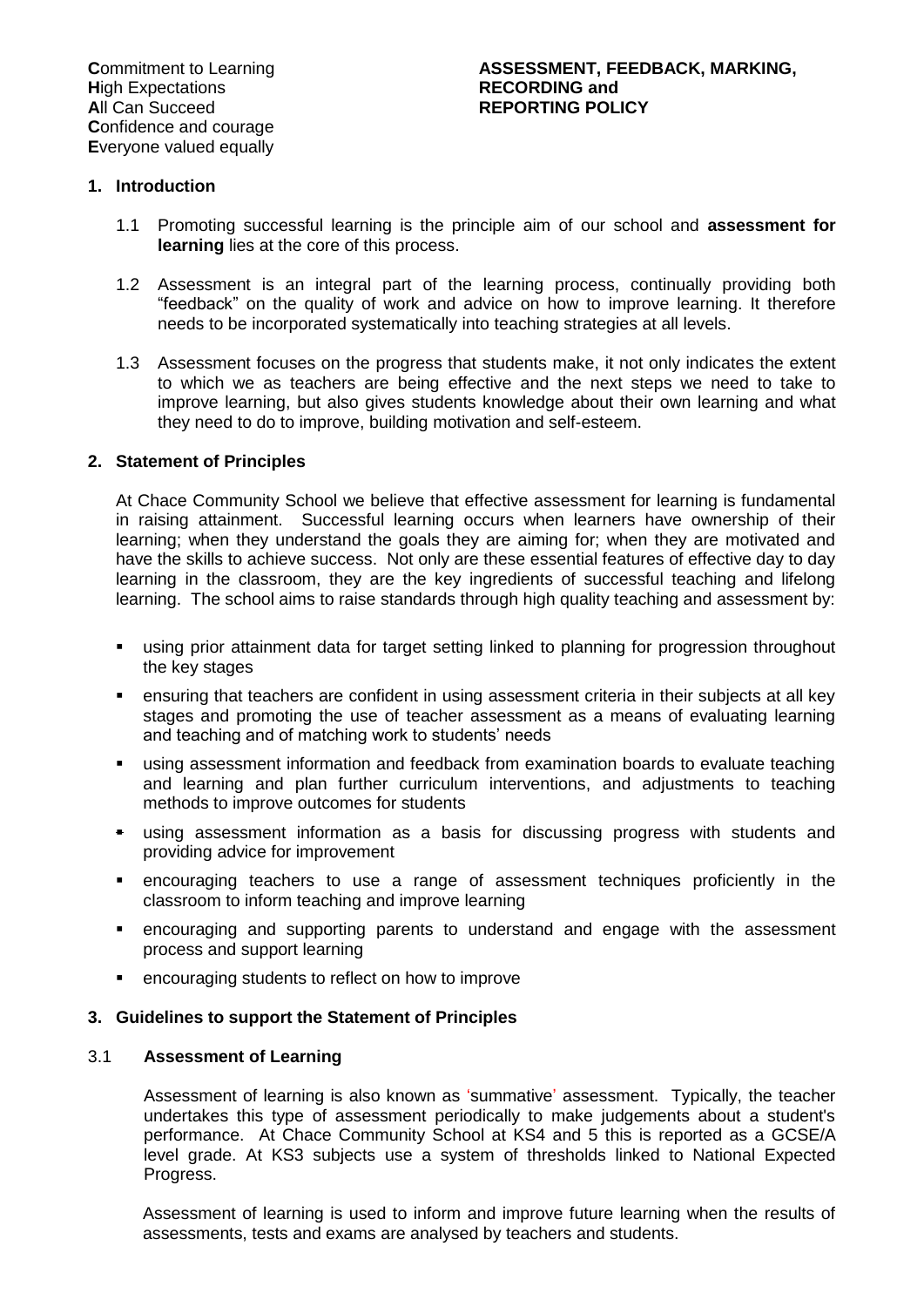**C**ommitment to Learning
**H**igh Expectations
**A**ll Can Succeed
**C**onfidence and courage
**E**veryone valued equally

# ASSESSMENT, FEEDBACK, MARKING, RECORDING and REPORTING POLICY

## 1. Introduction

1.1 Promoting successful learning is the principle aim of our school and **assessment for learning** lies at the core of this process.

1.2 Assessment is an integral part of the learning process, continually providing both "feedback" on the quality of work and advice on how to improve learning. It therefore needs to be incorporated systematically into teaching strategies at all levels.

1.3 Assessment focuses on the progress that students make, it not only indicates the extent to which we as teachers are being effective and the next steps we need to take to improve learning, but also gives students knowledge about their own learning and what they need to do to improve, building motivation and self-esteem.

## 2. Statement of Principles

At Chace Community School we believe that effective assessment for learning is fundamental in raising attainment. Successful learning occurs when learners have ownership of their learning; when they understand the goals they are aiming for; when they are motivated and have the skills to achieve success. Not only are these essential features of effective day to day learning in the classroom, they are the key ingredients of successful teaching and lifelong learning. The school aims to raise standards through high quality teaching and assessment by:

- using prior attainment data for target setting linked to planning for progression throughout the key stages
- ensuring that teachers are confident in using assessment criteria in their subjects at all key stages and promoting the use of teacher assessment as a means of evaluating learning and teaching and of matching work to students' needs
- using assessment information and feedback from examination boards to evaluate teaching and learning and plan further curriculum interventions, and adjustments to teaching methods to improve outcomes for students
- using assessment information as a basis for discussing progress with students and providing advice for improvement
- encouraging teachers to use a range of assessment techniques proficiently in the classroom to inform teaching and improve learning
- encouraging and supporting parents to understand and engage with the assessment process and support learning
- encouraging students to reflect on how to improve

## 3. Guidelines to support the Statement of Principles

### 3.1 Assessment of Learning

Assessment of learning is also known as 'summative' assessment. Typically, the teacher undertakes this type of assessment periodically to make judgements about a student's performance. At Chace Community School at KS4 and 5 this is reported as a GCSE/A level grade. At KS3 subjects use a system of thresholds linked to National Expected Progress.

Assessment of learning is used to inform and improve future learning when the results of assessments, tests and exams are analysed by teachers and students.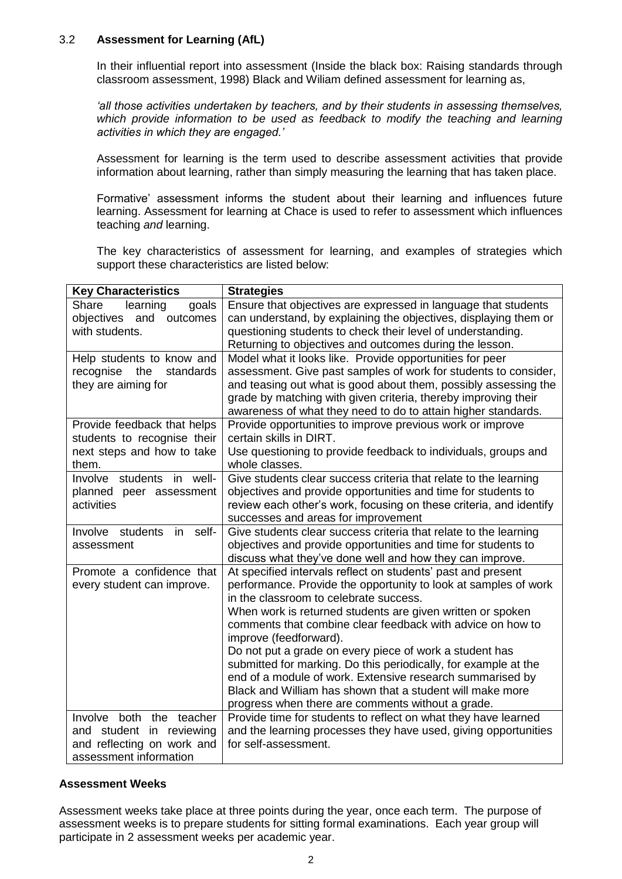### 3.2 **Assessment for Learning (AfL)**

In their influential report into assessment (Inside the black box: Raising standards through classroom assessment, 1998) Black and Wiliam defined assessment for learning as,

*'all those activities undertaken by teachers, and by their students in assessing themselves, which provide information to be used as feedback to modify the teaching and learning activities in which they are engaged.'*

Assessment for learning is the term used to describe assessment activities that provide information about learning, rather than simply measuring the learning that has taken place.

Formative' assessment informs the student about their learning and influences future learning. Assessment for learning at Chace is used to refer to assessment which influences teaching *and* learning.

The key characteristics of assessment for learning, and examples of strategies which support these characteristics are listed below:

| **Key Characteristics** | **Strategies** |
|---|---|
| Share learning goals objectives and outcomes with students. | Ensure that objectives are expressed in language that students can understand, by explaining the objectives, displaying them or questioning students to check their level of understanding. Returning to objectives and outcomes during the lesson. |
| Help students to know and recognise the standards they are aiming for | Model what it looks like. Provide opportunities for peer assessment. Give past samples of work for students to consider, and teasing out what is good about them, possibly assessing the grade by matching with given criteria, thereby improving their awareness of what they need to do to attain higher standards. |
| Provide feedback that helps students to recognise their next steps and how to take them. | Provide opportunities to improve previous work or improve certain skills in DIRT.<br>Use questioning to provide feedback to individuals, groups and whole classes. |
| Involve students in well-planned peer assessment activities | Give students clear success criteria that relate to the learning objectives and provide opportunities and time for students to review each other's work, focusing on these criteria, and identify successes and areas for improvement |
| Involve students in self-assessment | Give students clear success criteria that relate to the learning objectives and provide opportunities and time for students to discuss what they've done well and how they can improve. |
| Promote a confidence that every student can improve. | At specified intervals reflect on students' past and present performance. Provide the opportunity to look at samples of work in the classroom to celebrate success.<br>When work is returned students are given written or spoken comments that combine clear feedback with advice on how to improve (feedforward).<br>Do not put a grade on every piece of work a student has submitted for marking. Do this periodically, for example at the end of a module of work. Extensive research summarised by Black and William has shown that a student will make more progress when there are comments without a grade. |
| Involve both the teacher and student in reviewing and reflecting on work and assessment information | Provide time for students to reflect on what they have learned and the learning processes they have used, giving opportunities for self-assessment. |

**Assessment Weeks**

Assessment weeks take place at three points during the year, once each term. The purpose of assessment weeks is to prepare students for sitting formal examinations. Each year group will participate in 2 assessment weeks per academic year.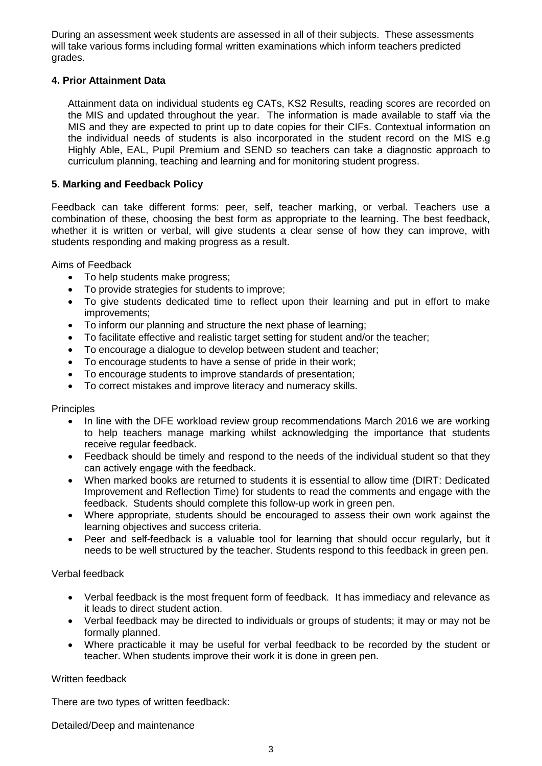During an assessment week students are assessed in all of their subjects. These assessments will take various forms including formal written examinations which inform teachers predicted grades.

**4. Prior Attainment Data**

Attainment data on individual students eg CATs, KS2 Results, reading scores are recorded on the MIS and updated throughout the year. The information is made available to staff via the MIS and they are expected to print up to date copies for their CIFs. Contextual information on the individual needs of students is also incorporated in the student record on the MIS e.g Highly Able, EAL, Pupil Premium and SEND so teachers can take a diagnostic approach to curriculum planning, teaching and learning and for monitoring student progress.

**5. Marking and Feedback Policy**

Feedback can take different forms: peer, self, teacher marking, or verbal. Teachers use a combination of these, choosing the best form as appropriate to the learning. The best feedback, whether it is written or verbal, will give students a clear sense of how they can improve, with students responding and making progress as a result.

Aims of Feedback

- To help students make progress;
- To provide strategies for students to improve;
- To give students dedicated time to reflect upon their learning and put in effort to make improvements;
- To inform our planning and structure the next phase of learning;
- To facilitate effective and realistic target setting for student and/or the teacher;
- To encourage a dialogue to develop between student and teacher;
- To encourage students to have a sense of pride in their work;
- To encourage students to improve standards of presentation;
- To correct mistakes and improve literacy and numeracy skills.

Principles

- In line with the DFE workload review group recommendations March 2016 we are working to help teachers manage marking whilst acknowledging the importance that students receive regular feedback.
- Feedback should be timely and respond to the needs of the individual student so that they can actively engage with the feedback.
- When marked books are returned to students it is essential to allow time (DIRT: Dedicated Improvement and Reflection Time) for students to read the comments and engage with the feedback. Students should complete this follow-up work in green pen.
- Where appropriate, students should be encouraged to assess their own work against the learning objectives and success criteria.
- Peer and self-feedback is a valuable tool for learning that should occur regularly, but it needs to be well structured by the teacher. Students respond to this feedback in green pen.

Verbal feedback

- Verbal feedback is the most frequent form of feedback. It has immediacy and relevance as it leads to direct student action.
- Verbal feedback may be directed to individuals or groups of students; it may or may not be formally planned.
- Where practicable it may be useful for verbal feedback to be recorded by the student or teacher. When students improve their work it is done in green pen.

Written feedback

There are two types of written feedback:

Detailed/Deep and maintenance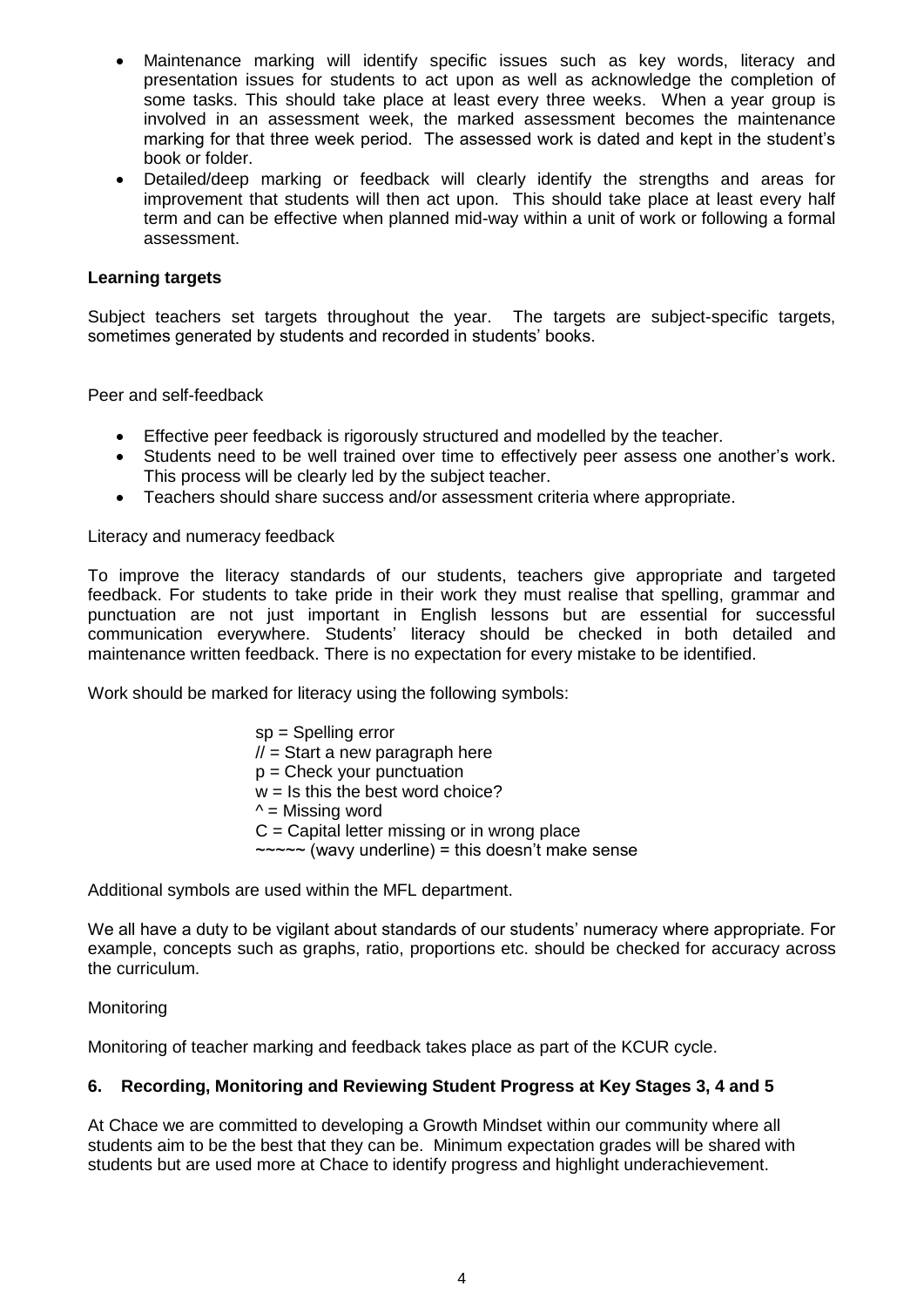- Maintenance marking will identify specific issues such as key words, literacy and presentation issues for students to act upon as well as acknowledge the completion of some tasks. This should take place at least every three weeks. When a year group is involved in an assessment week, the marked assessment becomes the maintenance marking for that three week period. The assessed work is dated and kept in the student's book or folder.
- Detailed/deep marking or feedback will clearly identify the strengths and areas for improvement that students will then act upon. This should take place at least every half term and can be effective when planned mid-way within a unit of work or following a formal assessment.

**Learning targets**

Subject teachers set targets throughout the year. The targets are subject-specific targets, sometimes generated by students and recorded in students' books.

Peer and self-feedback

- Effective peer feedback is rigorously structured and modelled by the teacher.
- Students need to be well trained over time to effectively peer assess one another's work. This process will be clearly led by the subject teacher.
- Teachers should share success and/or assessment criteria where appropriate.

Literacy and numeracy feedback

To improve the literacy standards of our students, teachers give appropriate and targeted feedback. For students to take pride in their work they must realise that spelling, grammar and punctuation are not just important in English lessons but are essential for successful communication everywhere. Students' literacy should be checked in both detailed and maintenance written feedback. There is no expectation for every mistake to be identified.

Work should be marked for literacy using the following symbols:

sp = Spelling error
// = Start a new paragraph here
p = Check your punctuation
w = Is this the best word choice?
^ = Missing word
C = Capital letter missing or in wrong place
~~~~~ (wavy underline) = this doesn't make sense

Additional symbols are used within the MFL department.

We all have a duty to be vigilant about standards of our students' numeracy where appropriate. For example, concepts such as graphs, ratio, proportions etc. should be checked for accuracy across the curriculum.

Monitoring

Monitoring of teacher marking and feedback takes place as part of the KCUR cycle.

## 6. Recording, Monitoring and Reviewing Student Progress at Key Stages 3, 4 and 5

At Chace we are committed to developing a Growth Mindset within our community where all students aim to be the best that they can be. Minimum expectation grades will be shared with students but are used more at Chace to identify progress and highlight underachievement.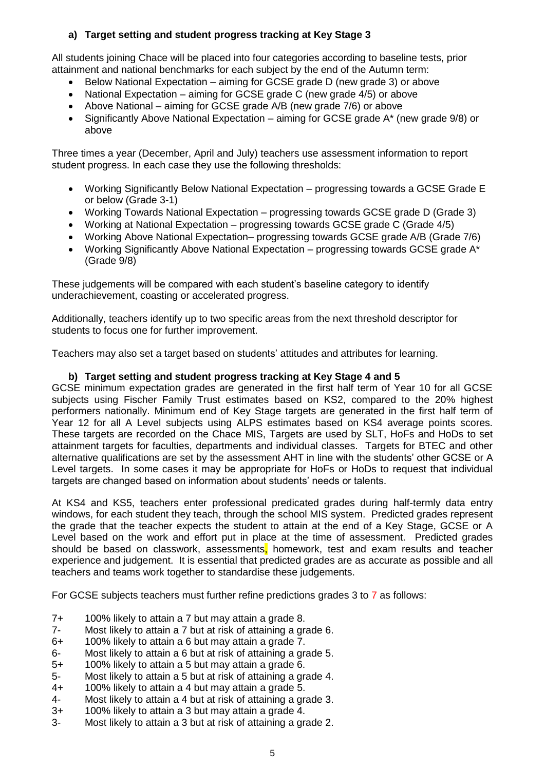### a) Target setting and student progress tracking at Key Stage 3

All students joining Chace will be placed into four categories according to baseline tests, prior attainment and national benchmarks for each subject by the end of the Autumn term:

- Below National Expectation – aiming for GCSE grade D (new grade 3) or above
- National Expectation – aiming for GCSE grade C (new grade 4/5) or above
- Above National – aiming for GCSE grade A/B (new grade 7/6) or above
- Significantly Above National Expectation – aiming for GCSE grade A* (new grade 9/8) or above

Three times a year (December, April and July) teachers use assessment information to report student progress. In each case they use the following thresholds:

- Working Significantly Below National Expectation – progressing towards a GCSE Grade E or below (Grade 3-1)
- Working Towards National Expectation – progressing towards GCSE grade D (Grade 3)
- Working at National Expectation – progressing towards GCSE grade C (Grade 4/5)
- Working Above National Expectation– progressing towards GCSE grade A/B (Grade 7/6)
- Working Significantly Above National Expectation – progressing towards GCSE grade A* (Grade 9/8)

These judgements will be compared with each student's baseline category to identify underachievement, coasting or accelerated progress.

Additionally, teachers identify up to two specific areas from the next threshold descriptor for students to focus one for further improvement.

Teachers may also set a target based on students' attitudes and attributes for learning.

### b) Target setting and student progress tracking at Key Stage 4 and 5

GCSE minimum expectation grades are generated in the first half term of Year 10 for all GCSE subjects using Fischer Family Trust estimates based on KS2, compared to the 20% highest performers nationally. Minimum end of Key Stage targets are generated in the first half term of Year 12 for all A Level subjects using ALPS estimates based on KS4 average points scores. These targets are recorded on the Chace MIS, Targets are used by SLT, HoFs and HoDs to set attainment targets for faculties, departments and individual classes. Targets for BTEC and other alternative qualifications are set by the assessment AHT in line with the students' other GCSE or A Level targets. In some cases it may be appropriate for HoFs or HoDs to request that individual targets are changed based on information about students' needs or talents.

At KS4 and KS5, teachers enter professional predicated grades during half-termly data entry windows, for each student they teach, through the school MIS system. Predicted grades represent the grade that the teacher expects the student to attain at the end of a Key Stage, GCSE or A Level based on the work and effort put in place at the time of assessment. Predicted grades should be based on classwork, assessments, homework, test and exam results and teacher experience and judgement. It is essential that predicted grades are as accurate as possible and all teachers and teams work together to standardise these judgements.

For GCSE subjects teachers must further refine predictions grades 3 to 7 as follows:

| | |
|---|---|
| 7+ | 100% likely to attain a 7 but may attain a grade 8. |
| 7- | Most likely to attain a 7 but at risk of attaining a grade 6. |
| 6+ | 100% likely to attain a 6 but may attain a grade 7. |
| 6- | Most likely to attain a 6 but at risk of attaining a grade 5. |
| 5+ | 100% likely to attain a 5 but may attain a grade 6. |
| 5- | Most likely to attain a 5 but at risk of attaining a grade 4. |
| 4+ | 100% likely to attain a 4 but may attain a grade 5. |
| 4- | Most likely to attain a 4 but at risk of attaining a grade 3. |
| 3+ | 100% likely to attain a 3 but may attain a grade 4. |
| 3- | Most likely to attain a 3 but at risk of attaining a grade 2. |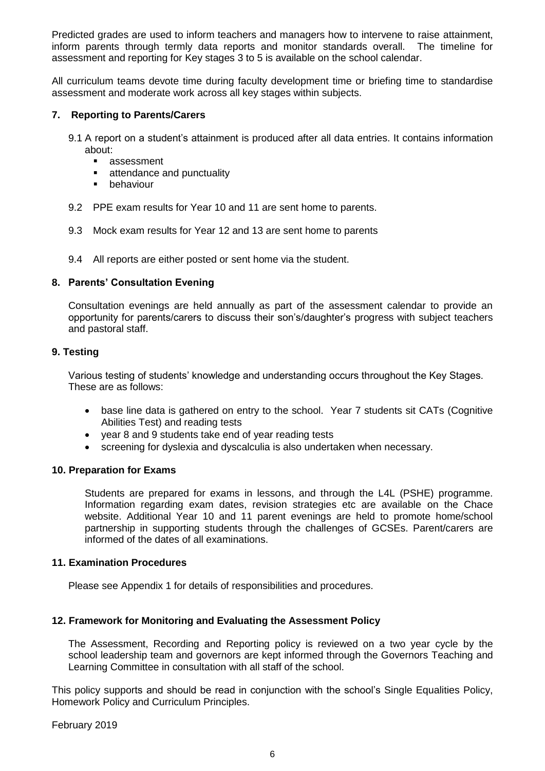Predicted grades are used to inform teachers and managers how to intervene to raise attainment, inform parents through termly data reports and monitor standards overall. The timeline for assessment and reporting for Key stages 3 to 5 is available on the school calendar.

All curriculum teams devote time during faculty development time or briefing time to standardise assessment and moderate work across all key stages within subjects.

## 7. Reporting to Parents/Carers

9.1 A report on a student's attainment is produced after all data entries. It contains information about:

- assessment
- attendance and punctuality
- behaviour

9.2 PPE exam results for Year 10 and 11 are sent home to parents.

9.3 Mock exam results for Year 12 and 13 are sent home to parents

9.4 All reports are either posted or sent home via the student.

## 8. Parents' Consultation Evening

Consultation evenings are held annually as part of the assessment calendar to provide an opportunity for parents/carers to discuss their son's/daughter's progress with subject teachers and pastoral staff.

## 9. Testing

Various testing of students' knowledge and understanding occurs throughout the Key Stages. These are as follows:

- base line data is gathered on entry to the school. Year 7 students sit CATs (Cognitive Abilities Test) and reading tests
- year 8 and 9 students take end of year reading tests
- screening for dyslexia and dyscalculia is also undertaken when necessary.

## 10. Preparation for Exams

Students are prepared for exams in lessons, and through the L4L (PSHE) programme. Information regarding exam dates, revision strategies etc are available on the Chace website. Additional Year 10 and 11 parent evenings are held to promote home/school partnership in supporting students through the challenges of GCSEs. Parent/carers are informed of the dates of all examinations.

## 11. Examination Procedures

Please see Appendix 1 for details of responsibilities and procedures.

## 12. Framework for Monitoring and Evaluating the Assessment Policy

The Assessment, Recording and Reporting policy is reviewed on a two year cycle by the school leadership team and governors are kept informed through the Governors Teaching and Learning Committee in consultation with all staff of the school.

This policy supports and should be read in conjunction with the school's Single Equalities Policy, Homework Policy and Curriculum Principles.

February 2019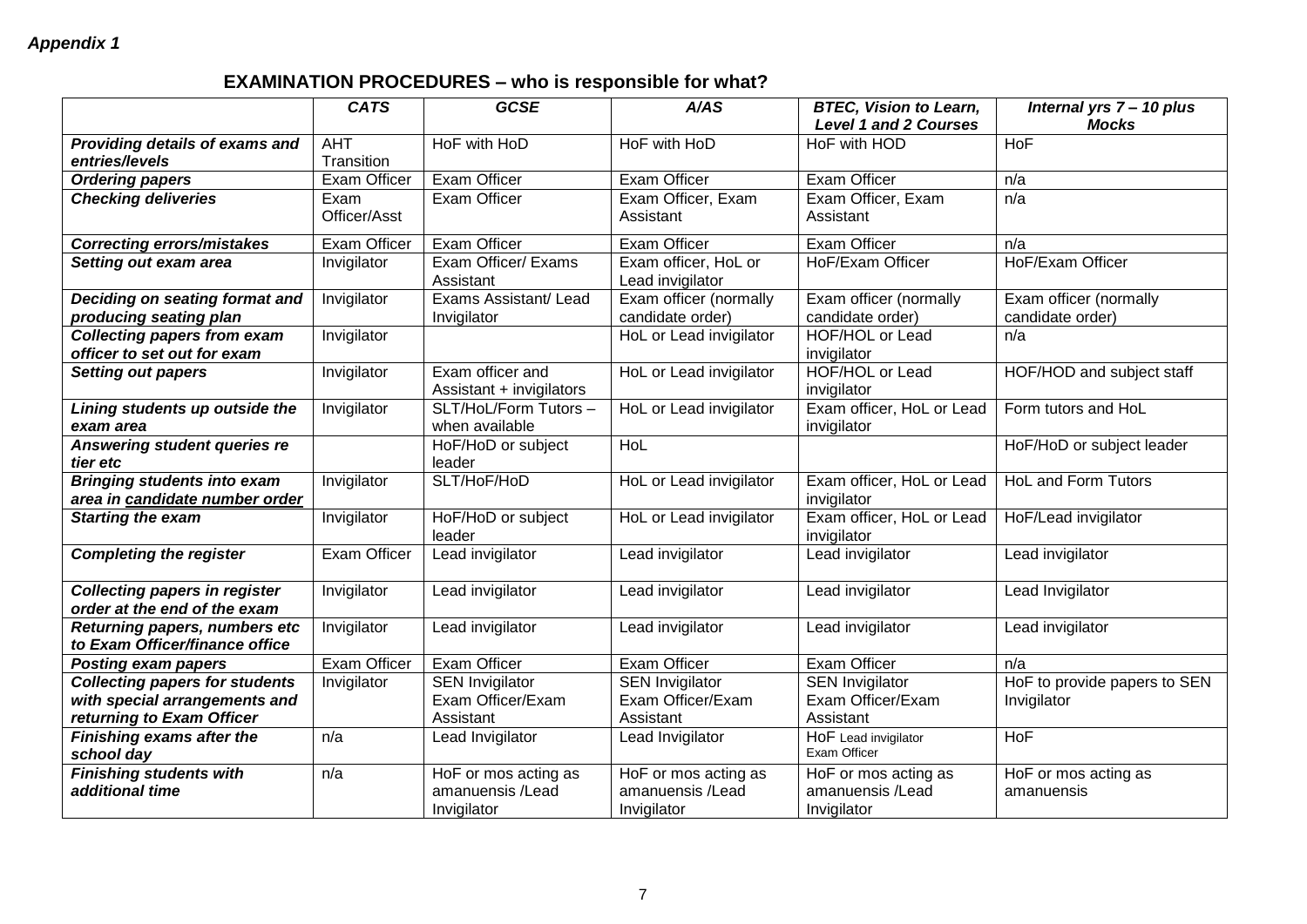*Appendix 1*

## EXAMINATION PROCEDURES – who is responsible for what?

| | *CATS* | *GCSE* | *A/AS* | *BTEC, Vision to Learn, Level 1 and 2 Courses* | *Internal yrs 7 – 10 plus Mocks* |
|---|---|---|---|---|---|
| ***Providing details of exams and entries/levels*** | AHT Transition | HoF with HoD | HoF with HoD | HoF with HOD | HoF |
| ***Ordering papers*** | Exam Officer | Exam Officer | Exam Officer | Exam Officer | n/a |
| ***Checking deliveries*** | Exam Officer/Asst | Exam Officer | Exam Officer, Exam Assistant | Exam Officer, Exam Assistant | n/a |
| ***Correcting errors/mistakes*** | Exam Officer | Exam Officer | Exam Officer | Exam Officer | n/a |
| ***Setting out exam area*** | Invigilator | Exam Officer/ Exams Assistant | Exam officer, HoL or Lead invigilator | HoF/Exam Officer | HoF/Exam Officer |
| ***Deciding on seating format and producing seating plan*** | Invigilator | Exams Assistant/ Lead Invigilator | Exam officer (normally candidate order) | Exam officer (normally candidate order) | Exam officer (normally candidate order) |
| ***Collecting papers from exam officer to set out for exam*** | Invigilator | | HoL or Lead invigilator | HOF/HOL or Lead invigilator | n/a |
| ***Setting out papers*** | Invigilator | Exam officer and Assistant + invigilators | HoL or Lead invigilator | HOF/HOL or Lead invigilator | HOF/HOD and subject staff |
| ***Lining students up outside the exam area*** | Invigilator | SLT/HoL/Form Tutors – when available | HoL or Lead invigilator | Exam officer, HoL or Lead invigilator | Form tutors and HoL |
| ***Answering student queries re tier etc*** | | HoF/HoD or subject leader | HoL | | HoF/HoD or subject leader |
| ***Bringing students into exam area in <u>candidate number order</u>*** | Invigilator | SLT/HoF/HoD | HoL or Lead invigilator | Exam officer, HoL or Lead invigilator | HoL and Form Tutors |
| ***Starting the exam*** | Invigilator | HoF/HoD or subject leader | HoL or Lead invigilator | Exam officer, HoL or Lead invigilator | HoF/Lead invigilator |
| ***Completing the register*** | Exam Officer | Lead invigilator | Lead invigilator | Lead invigilator | Lead invigilator |
| ***Collecting papers in register order at the end of the exam*** | Invigilator | Lead invigilator | Lead invigilator | Lead invigilator | Lead Invigilator |
| ***Returning papers, numbers etc to Exam Officer/finance office*** | Invigilator | Lead invigilator | Lead invigilator | Lead invigilator | Lead invigilator |
| ***Posting exam papers*** | Exam Officer | Exam Officer | Exam Officer | Exam Officer | n/a |
| ***Collecting papers for students with special arrangements and returning to Exam Officer*** | Invigilator | SEN Invigilator Exam Officer/Exam Assistant | SEN Invigilator Exam Officer/Exam Assistant | SEN Invigilator Exam Officer/Exam Assistant | HoF to provide papers to SEN Invigilator |
| ***Finishing exams after the school day*** | n/a | Lead Invigilator | Lead Invigilator | HoF Lead invigilator Exam Officer | HoF |
| ***Finishing students with additional time*** | n/a | HoF or mos acting as amanuensis /Lead Invigilator | HoF or mos acting as amanuensis /Lead Invigilator | HoF or mos acting as amanuensis /Lead Invigilator | HoF or mos acting as amanuensis |